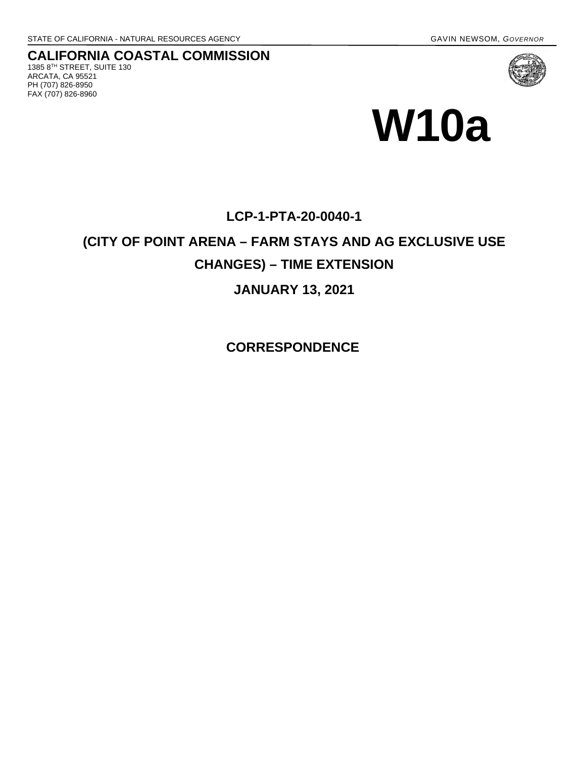STATE OF CALIFORNIA - NATURAL RESOURCES AGENCY GAVIN NEWSOM, *GOVERNOR*

**CALIFORNIA COASTAL COMMISSION**
1385 8TH STREET, SUITE 130
ARCATA, CA 95521
PH (707) 826-8950
FAX (707) 826-8960

# W10a

## LCP-1-PTA-20-0040-1

## (CITY OF POINT ARENA – FARM STAYS AND AG EXCLUSIVE USE CHANGES) – TIME EXTENSION

## JANUARY 13, 2021

## CORRESPONDENCE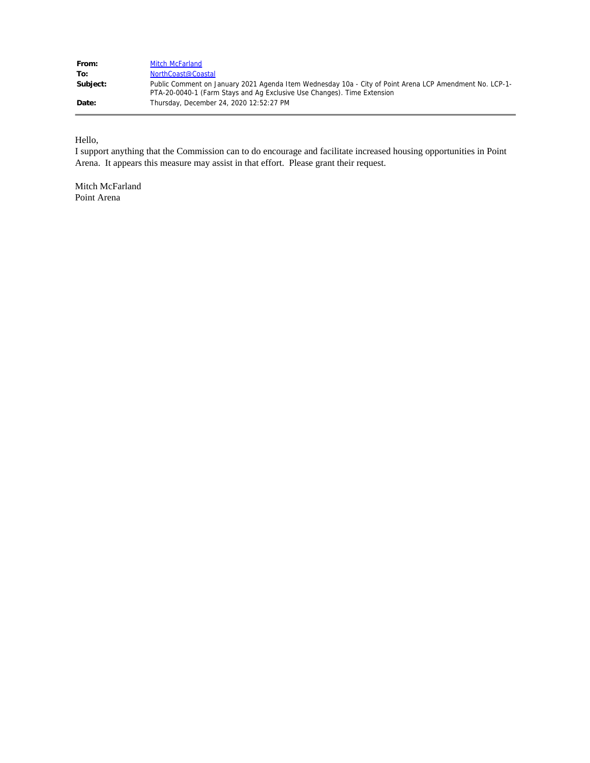| | |
|---|---|
| **From:** | Mitch McFarland |
| **To:** | NorthCoast@Coastal |
| **Subject:** | Public Comment on January 2021 Agenda Item Wednesday 10a - City of Point Arena LCP Amendment No. LCP-1-PTA-20-0040-1 (Farm Stays and Ag Exclusive Use Changes). Time Extension |
| **Date:** | Thursday, December 24, 2020 12:52:27 PM |

---

Hello,

I support anything that the Commission can to do encourage and facilitate increased housing opportunities in Point Arena. It appears this measure may assist in that effort. Please grant their request.

Mitch McFarland
Point Arena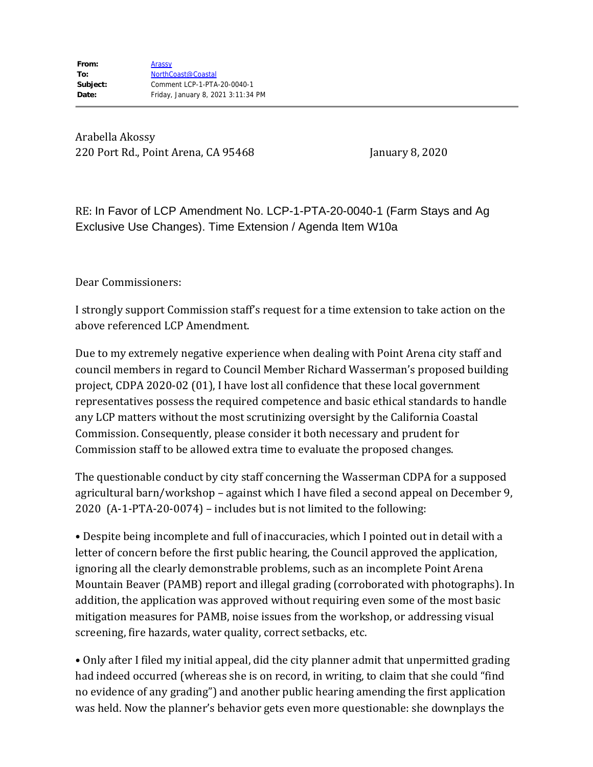**From:** Arassy
**To:** NorthCoast@Coastal
**Subject:** Comment LCP-1-PTA-20-0040-1
**Date:** Friday, January 8, 2021 3:11:34 PM

---

Arabella Akossy
220 Port Rd., Point Arena, CA 95468

January 8, 2020

RE: In Favor of LCP Amendment No. LCP-1-PTA-20-0040-1 (Farm Stays and Ag Exclusive Use Changes). Time Extension / Agenda Item W10a

Dear Commissioners:

I strongly support Commission staff's request for a time extension to take action on the above referenced LCP Amendment.

Due to my extremely negative experience when dealing with Point Arena city staff and council members in regard to Council Member Richard Wasserman's proposed building project, CDPA 2020-02 (01), I have lost all confidence that these local government representatives possess the required competence and basic ethical standards to handle any LCP matters without the most scrutinizing oversight by the California Coastal Commission. Consequently, please consider it both necessary and prudent for Commission staff to be allowed extra time to evaluate the proposed changes.

The questionable conduct by city staff concerning the Wasserman CDPA for a supposed agricultural barn/workshop – against which I have filed a second appeal on December 9, 2020 (A-1-PTA-20-0074) – includes but is not limited to the following:

• Despite being incomplete and full of inaccuracies, which I pointed out in detail with a letter of concern before the first public hearing, the Council approved the application, ignoring all the clearly demonstrable problems, such as an incomplete Point Arena Mountain Beaver (PAMB) report and illegal grading (corroborated with photographs). In addition, the application was approved without requiring even some of the most basic mitigation measures for PAMB, noise issues from the workshop, or addressing visual screening, fire hazards, water quality, correct setbacks, etc.

• Only after I filed my initial appeal, did the city planner admit that unpermitted grading had indeed occurred (whereas she is on record, in writing, to claim that she could "find no evidence of any grading") and another public hearing amending the first application was held. Now the planner's behavior gets even more questionable: she downplays the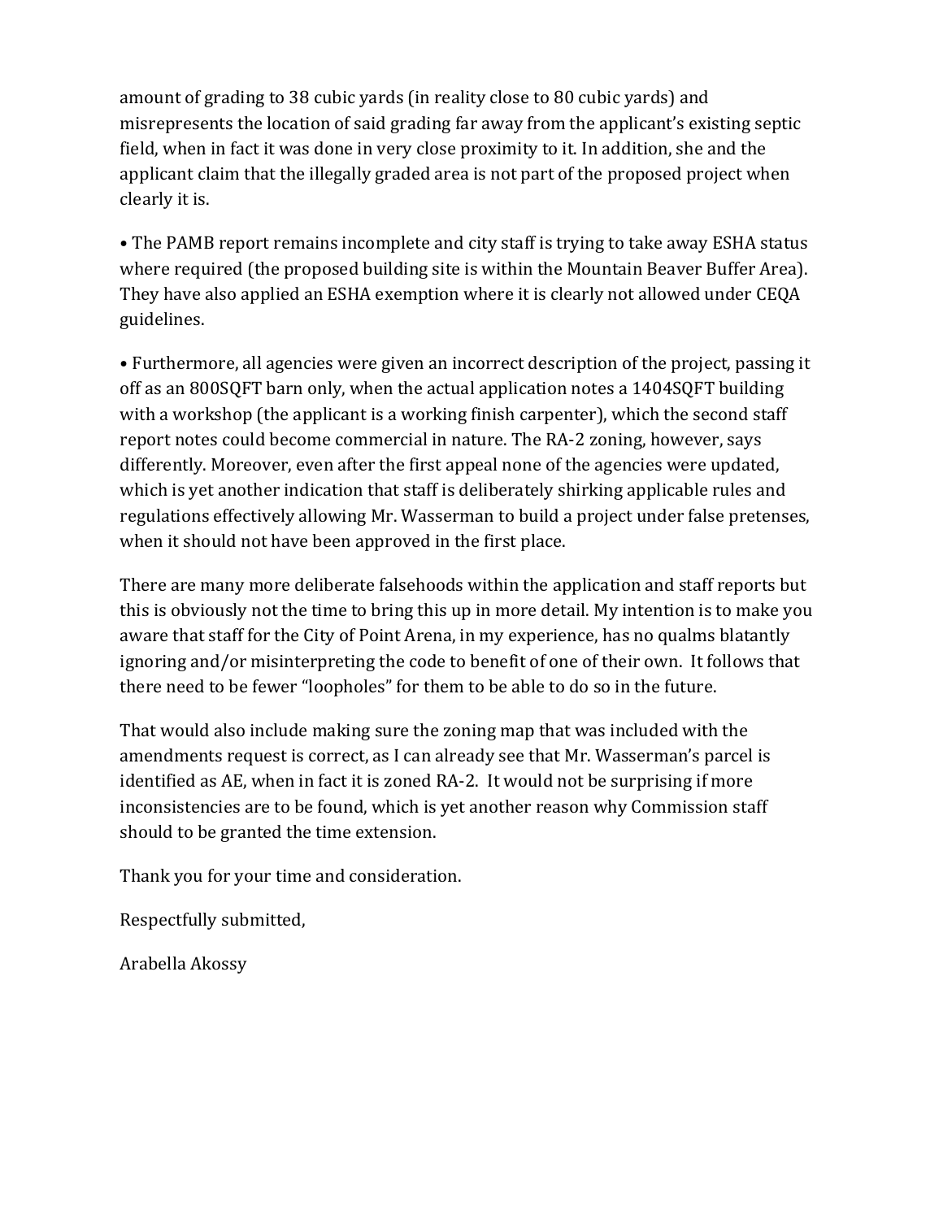amount of grading to 38 cubic yards (in reality close to 80 cubic yards) and misrepresents the location of said grading far away from the applicant's existing septic field, when in fact it was done in very close proximity to it. In addition, she and the applicant claim that the illegally graded area is not part of the proposed project when clearly it is.

• The PAMB report remains incomplete and city staff is trying to take away ESHA status where required (the proposed building site is within the Mountain Beaver Buffer Area). They have also applied an ESHA exemption where it is clearly not allowed under CEQA guidelines.

• Furthermore, all agencies were given an incorrect description of the project, passing it off as an 800SQFT barn only, when the actual application notes a 1404SQFT building with a workshop (the applicant is a working finish carpenter), which the second staff report notes could become commercial in nature. The RA-2 zoning, however, says differently. Moreover, even after the first appeal none of the agencies were updated, which is yet another indication that staff is deliberately shirking applicable rules and regulations effectively allowing Mr. Wasserman to build a project under false pretenses, when it should not have been approved in the first place.

There are many more deliberate falsehoods within the application and staff reports but this is obviously not the time to bring this up in more detail. My intention is to make you aware that staff for the City of Point Arena, in my experience, has no qualms blatantly ignoring and/or misinterpreting the code to benefit of one of their own. It follows that there need to be fewer "loopholes" for them to be able to do so in the future.

That would also include making sure the zoning map that was included with the amendments request is correct, as I can already see that Mr. Wasserman's parcel is identified as AE, when in fact it is zoned RA-2. It would not be surprising if more inconsistencies are to be found, which is yet another reason why Commission staff should to be granted the time extension.

Thank you for your time and consideration.

Respectfully submitted,

Arabella Akossy